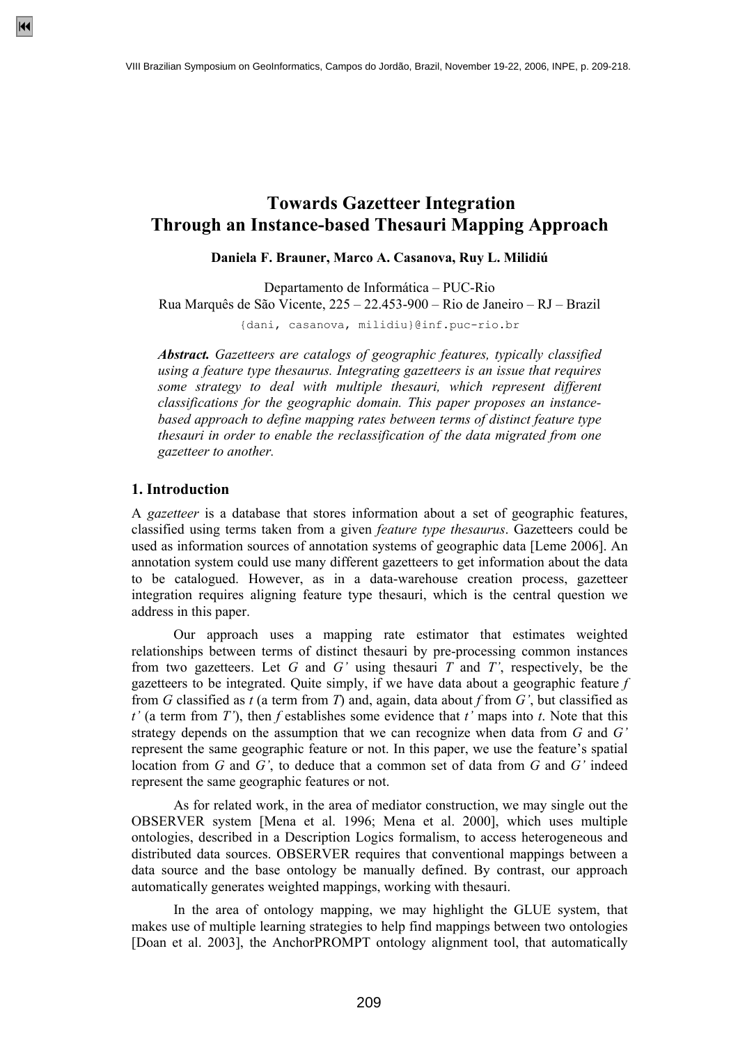# Towards Gazetteer Integration Through an Instance-based Thesauri Mapping Approach

**Daniela F. Brauner, Marco A. Casanova, Ruy L. Milidiú**

Departamento de Informática – PUC-Rio
Rua Marquês de São Vicente, 225 – 22.453-900 – Rio de Janeiro – RJ – Brazil

{dani, casanova, milidiu}@inf.puc-rio.br

***Abstract.*** *Gazetteers are catalogs of geographic features, typically classified using a feature type thesaurus. Integrating gazetteers is an issue that requires some strategy to deal with multiple thesauri, which represent different classifications for the geographic domain. This paper proposes an instance-based approach to define mapping rates between terms of distinct feature type thesauri in order to enable the reclassification of the data migrated from one gazetteer to another.*

## 1. Introduction

A *gazetteer* is a database that stores information about a set of geographic features, classified using terms taken from a given *feature type thesaurus*. Gazetteers could be used as information sources of annotation systems of geographic data [Leme 2006]. An annotation system could use many different gazetteers to get information about the data to be catalogued. However, as in a data-warehouse creation process, gazetteer integration requires aligning feature type thesauri, which is the central question we address in this paper.

Our approach uses a mapping rate estimator that estimates weighted relationships between terms of distinct thesauri by pre-processing common instances from two gazetteers. Let *G* and *G'* using thesauri *T* and *T'*, respectively, be the gazetteers to be integrated. Quite simply, if we have data about a geographic feature *f* from *G* classified as *t* (a term from *T*) and, again, data about *f* from *G'*, but classified as *t'* (a term from *T'*), then *f* establishes some evidence that *t'* maps into *t*. Note that this strategy depends on the assumption that we can recognize when data from *G* and *G'* represent the same geographic feature or not. In this paper, we use the feature's spatial location from *G* and *G'*, to deduce that a common set of data from *G* and *G'* indeed represent the same geographic features or not.

As for related work, in the area of mediator construction, we may single out the OBSERVER system [Mena et al. 1996; Mena et al. 2000], which uses multiple ontologies, described in a Description Logics formalism, to access heterogeneous and distributed data sources. OBSERVER requires that conventional mappings between a data source and the base ontology be manually defined. By contrast, our approach automatically generates weighted mappings, working with thesauri.

In the area of ontology mapping, we may highlight the GLUE system, that makes use of multiple learning strategies to help find mappings between two ontologies [Doan et al. 2003], the AnchorPROMPT ontology alignment tool, that automatically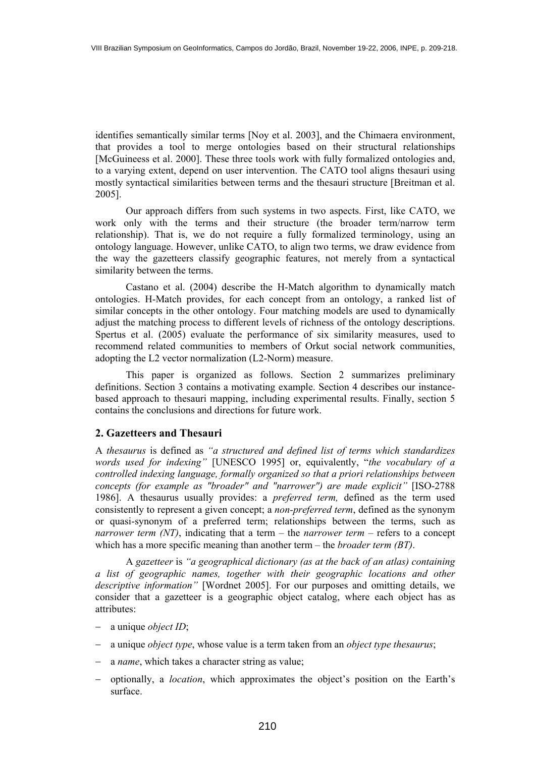identifies semantically similar terms [Noy et al. 2003], and the Chimaera environment, that provides a tool to merge ontologies based on their structural relationships [McGuineess et al. 2000]. These three tools work with fully formalized ontologies and, to a varying extent, depend on user intervention. The CATO tool aligns thesauri using mostly syntactical similarities between terms and the thesauri structure [Breitman et al. 2005].

Our approach differs from such systems in two aspects. First, like CATO, we work only with the terms and their structure (the broader term/narrow term relationship). That is, we do not require a fully formalized terminology, using an ontology language. However, unlike CATO, to align two terms, we draw evidence from the way the gazetteers classify geographic features, not merely from a syntactical similarity between the terms.

Castano et al. (2004) describe the H-Match algorithm to dynamically match ontologies. H-Match provides, for each concept from an ontology, a ranked list of similar concepts in the other ontology. Four matching models are used to dynamically adjust the matching process to different levels of richness of the ontology descriptions. Spertus et al. (2005) evaluate the performance of six similarity measures, used to recommend related communities to members of Orkut social network communities, adopting the L2 vector normalization (L2-Norm) measure.

This paper is organized as follows. Section 2 summarizes preliminary definitions. Section 3 contains a motivating example. Section 4 describes our instance-based approach to thesauri mapping, including experimental results. Finally, section 5 contains the conclusions and directions for future work.

## 2. Gazetteers and Thesauri

A *thesaurus* is defined as *"a structured and defined list of terms which standardizes words used for indexing"* [UNESCO 1995] or, equivalently, "*the vocabulary of a controlled indexing language, formally organized so that a priori relationships between concepts (for example as "broader" and "narrower") are made explicit"* [ISO-2788 1986]. A thesaurus usually provides: a *preferred term,* defined as the term used consistently to represent a given concept; a *non-preferred term*, defined as the synonym or quasi-synonym of a preferred term; relationships between the terms, such as *narrower term (NT)*, indicating that a term – the *narrower term* – refers to a concept which has a more specific meaning than another term – the *broader term (BT)*.

A *gazetteer* is *"a geographical dictionary (as at the back of an atlas) containing a list of geographic names, together with their geographic locations and other descriptive information"* [Wordnet 2005]. For our purposes and omitting details, we consider that a gazetteer is a geographic object catalog, where each object has as attributes:

- a unique *object ID*;
- a unique *object type*, whose value is a term taken from an *object type thesaurus*;
- a *name*, which takes a character string as value;
- optionally, a *location*, which approximates the object's position on the Earth's surface.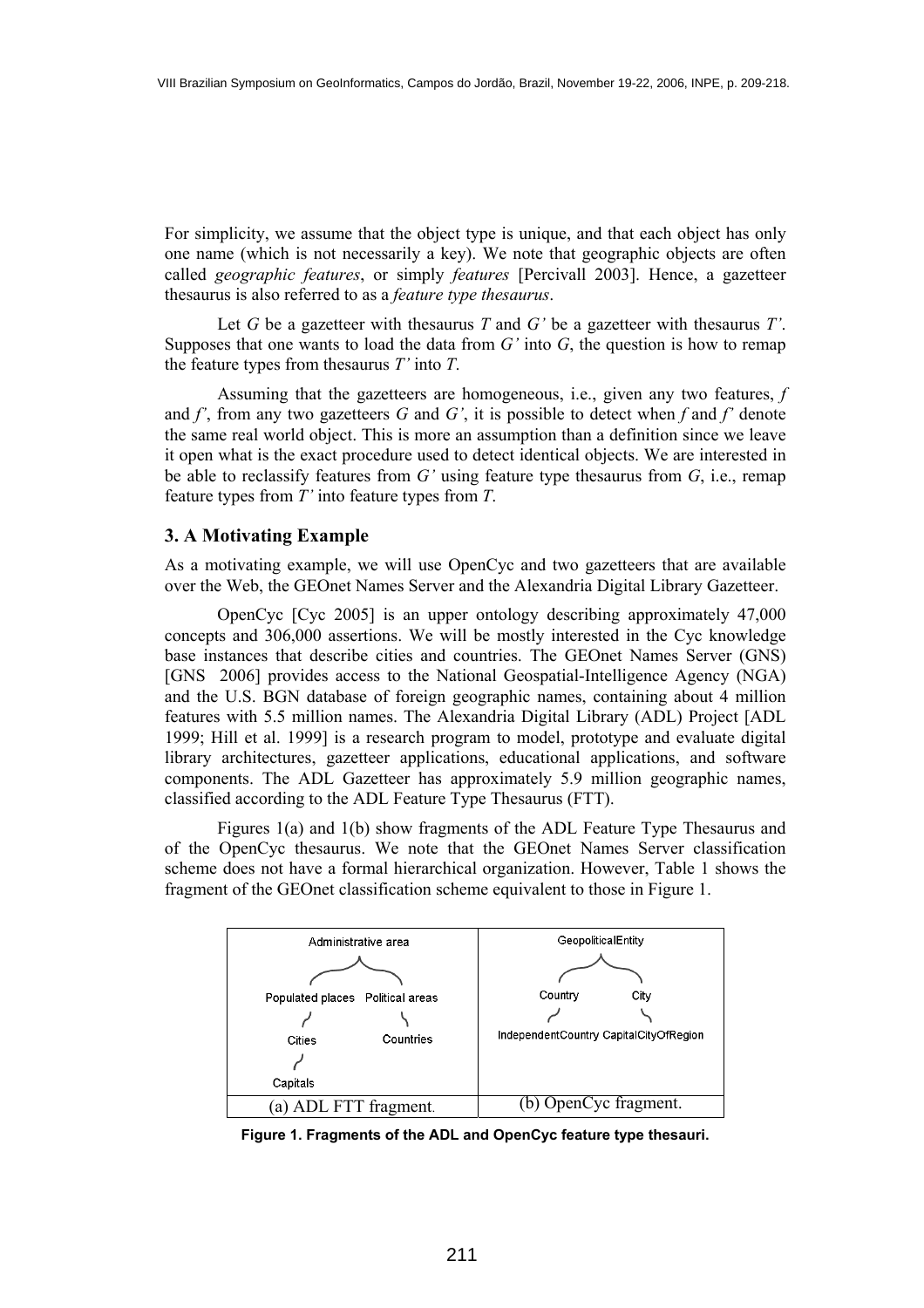For simplicity, we assume that the object type is unique, and that each object has only one name (which is not necessarily a key). We note that geographic objects are often called *geographic features*, or simply *features* [Percivall 2003]. Hence, a gazetteer thesaurus is also referred to as a *feature type thesaurus*.

Let *G* be a gazetteer with thesaurus *T* and *G'* be a gazetteer with thesaurus *T'*. Supposes that one wants to load the data from *G'* into *G*, the question is how to remap the feature types from thesaurus *T'* into *T*.

Assuming that the gazetteers are homogeneous, i.e., given any two features, *f* and *f'*, from any two gazetteers *G* and *G'*, it is possible to detect when *f* and *f'* denote the same real world object. This is more an assumption than a definition since we leave it open what is the exact procedure used to detect identical objects. We are interested in be able to reclassify features from *G'* using feature type thesaurus from *G*, i.e., remap feature types from *T'* into feature types from *T*.

### 3. A Motivating Example

As a motivating example, we will use OpenCyc and two gazetteers that are available over the Web, the GEOnet Names Server and the Alexandria Digital Library Gazetteer.

OpenCyc [Cyc 2005] is an upper ontology describing approximately 47,000 concepts and 306,000 assertions. We will be mostly interested in the Cyc knowledge base instances that describe cities and countries. The GEOnet Names Server (GNS) [GNS 2006] provides access to the National Geospatial-Intelligence Agency (NGA) and the U.S. BGN database of foreign geographic names, containing about 4 million features with 5.5 million names. The Alexandria Digital Library (ADL) Project [ADL 1999; Hill et al. 1999] is a research program to model, prototype and evaluate digital library architectures, gazetteer applications, educational applications, and software components. The ADL Gazetteer has approximately 5.9 million geographic names, classified according to the ADL Feature Type Thesaurus (FTT).

Figures 1(a) and 1(b) show fragments of the ADL Feature Type Thesaurus and of the OpenCyc thesaurus. We note that the GEOnet Names Server classification scheme does not have a formal hierarchical organization. However, Table 1 shows the fragment of the GEOnet classification scheme equivalent to those in Figure 1.

| Administrative area<br>├ Populated places<br>│ └ Cities<br>│ &nbsp;&nbsp;└ Capitals<br>└ Political areas<br>&nbsp;&nbsp;└ Countries | GeopoliticalEntity<br>├ Country<br>│ └ IndependentCountry<br>└ City<br>&nbsp;&nbsp;└ CapitalCityOfRegion |
|---|---|
| (a) ADL FTT fragment. | (b) OpenCyc fragment. |

**Figure 1. Fragments of the ADL and OpenCyc feature type thesauri.**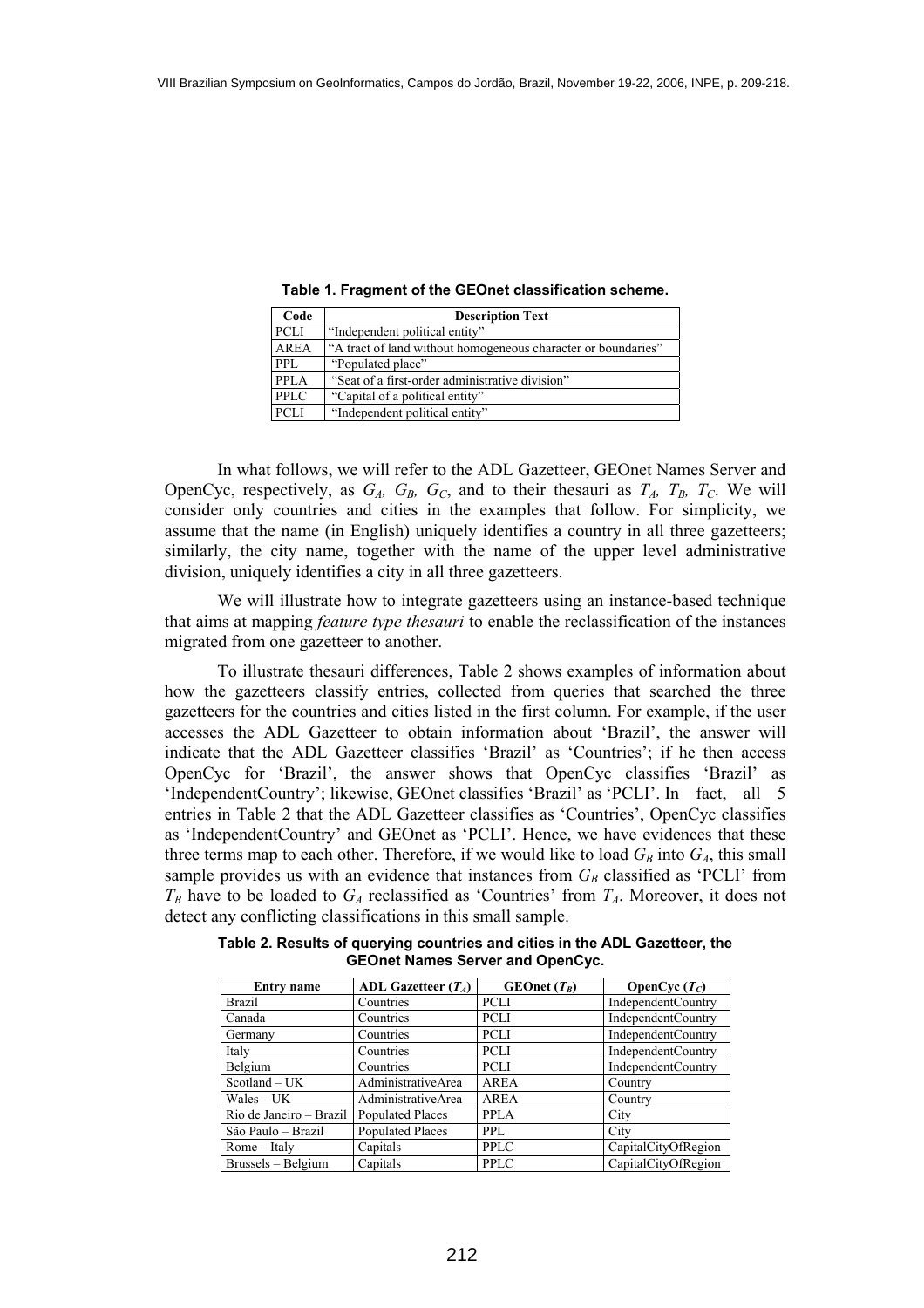**Table 1. Fragment of the GEOnet classification scheme.**

| Code | Description Text |
|---|---|
| PCLI | "Independent political entity" |
| AREA | "A tract of land without homogeneous character or boundaries" |
| PPL | "Populated place" |
| PPLA | "Seat of a first-order administrative division" |
| PPLC | "Capital of a political entity" |
| PCLI | "Independent political entity" |

In what follows, we will refer to the ADL Gazetteer, GEOnet Names Server and OpenCyc, respectively, as $G_A$, $G_B$, $G_C$, and to their thesauri as $T_A$, $T_B$, $T_C$. We will consider only countries and cities in the examples that follow. For simplicity, we assume that the name (in English) uniquely identifies a country in all three gazetteers; similarly, the city name, together with the name of the upper level administrative division, uniquely identifies a city in all three gazetteers.

We will illustrate how to integrate gazetteers using an instance-based technique that aims at mapping *feature type thesauri* to enable the reclassification of the instances migrated from one gazetteer to another.

To illustrate thesauri differences, Table 2 shows examples of information about how the gazetteers classify entries, collected from queries that searched the three gazetteers for the countries and cities listed in the first column. For example, if the user accesses the ADL Gazetteer to obtain information about 'Brazil', the answer will indicate that the ADL Gazetteer classifies 'Brazil' as 'Countries'; if he then access OpenCyc for 'Brazil', the answer shows that OpenCyc classifies 'Brazil' as 'IndependentCountry'; likewise, GEOnet classifies 'Brazil' as 'PCLI'. In fact, all 5 entries in Table 2 that the ADL Gazetteer classifies as 'Countries', OpenCyc classifies as 'IndependentCountry' and GEOnet as 'PCLI'. Hence, we have evidences that these three terms map to each other. Therefore, if we would like to load $G_B$ into $G_A$, this small sample provides us with an evidence that instances from $G_B$ classified as 'PCLI' from $T_B$ have to be loaded to $G_A$ reclassified as 'Countries' from $T_A$. Moreover, it does not detect any conflicting classifications in this small sample.

**Table 2. Results of querying countries and cities in the ADL Gazetteer, the GEOnet Names Server and OpenCyc.**

| Entry name | ADL Gazetteer ($T_A$) | GEOnet ($T_B$) | OpenCyc ($T_C$) |
|---|---|---|---|
| Brazil | Countries | PCLI | IndependentCountry |
| Canada | Countries | PCLI | IndependentCountry |
| Germany | Countries | PCLI | IndependentCountry |
| Italy | Countries | PCLI | IndependentCountry |
| Belgium | Countries | PCLI | IndependentCountry |
| Scotland – UK | AdministrativeArea | AREA | Country |
| Wales – UK | AdministrativeArea | AREA | Country |
| Rio de Janeiro – Brazil | Populated Places | PPLA | City |
| São Paulo – Brazil | Populated Places | PPL | City |
| Rome – Italy | Capitals | PPLC | CapitalCityOfRegion |
| Brussels – Belgium | Capitals | PPLC | CapitalCityOfRegion |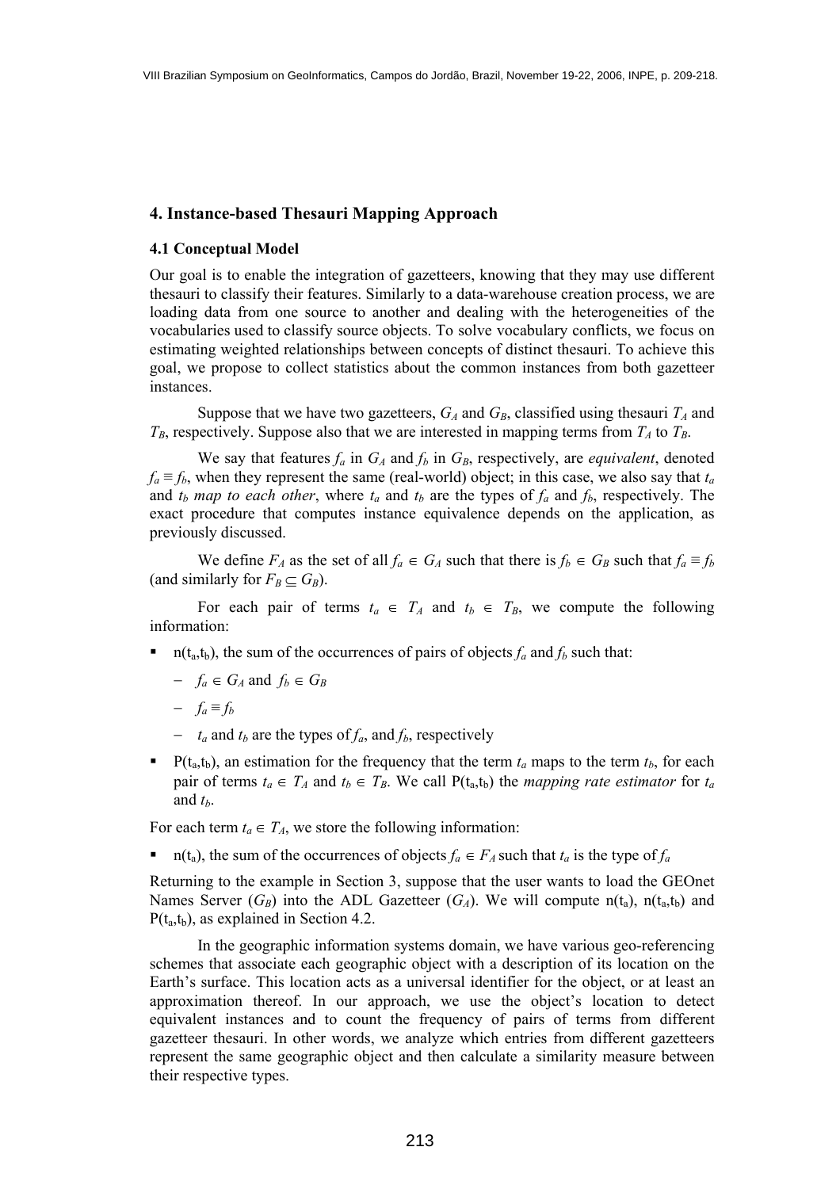## 4. Instance-based Thesauri Mapping Approach

### 4.1 Conceptual Model

Our goal is to enable the integration of gazetteers, knowing that they may use different thesauri to classify their features. Similarly to a data-warehouse creation process, we are loading data from one source to another and dealing with the heterogeneities of the vocabularies used to classify source objects. To solve vocabulary conflicts, we focus on estimating weighted relationships between concepts of distinct thesauri. To achieve this goal, we propose to collect statistics about the common instances from both gazetteer instances.

Suppose that we have two gazetteers, $G_A$ and $G_B$, classified using thesauri $T_A$ and $T_B$, respectively. Suppose also that we are interested in mapping terms from $T_A$ to $T_B$.

We say that features $f_a$ in $G_A$ and $f_b$ in $G_B$, respectively, are *equivalent*, denoted $f_a \equiv f_b$, when they represent the same (real-world) object; in this case, we also say that $t_a$ and $t_b$ *map to each other*, where $t_a$ and $t_b$ are the types of $f_a$ and $f_b$, respectively. The exact procedure that computes instance equivalence depends on the application, as previously discussed.

We define $F_A$ as the set of all $f_a \in G_A$ such that there is $f_b \in G_B$ such that $f_a \equiv f_b$ (and similarly for $F_B \subseteq G_B$).

For each pair of terms $t_a \in T_A$ and $t_b \in T_B$, we compute the following information:

- $n(t_a,t_b)$, the sum of the occurrences of pairs of objects $f_a$ and $f_b$ such that:
  - $f_a \in G_A$ and $f_b \in G_B$
  - $f_a \equiv f_b$
  - $t_a$ and $t_b$ are the types of $f_a$, and $f_b$, respectively
- $P(t_a,t_b)$, an estimation for the frequency that the term $t_a$ maps to the term $t_b$, for each pair of terms $t_a \in T_A$ and $t_b \in T_B$. We call $P(t_a,t_b)$ the *mapping rate estimator* for $t_a$ and $t_b$.

For each term $t_a \in T_A$, we store the following information:

- $n(t_a)$, the sum of the occurrences of objects $f_a \in F_A$ such that $t_a$ is the type of $f_a$

Returning to the example in Section 3, suppose that the user wants to load the GEOnet Names Server ($G_B$) into the ADL Gazetteer ($G_A$). We will compute $n(t_a)$, $n(t_a,t_b)$ and $P(t_a,t_b)$, as explained in Section 4.2.

In the geographic information systems domain, we have various geo-referencing schemes that associate each geographic object with a description of its location on the Earth's surface. This location acts as a universal identifier for the object, or at least an approximation thereof. In our approach, we use the object's location to detect equivalent instances and to count the frequency of pairs of terms from different gazetteer thesauri. In other words, we analyze which entries from different gazetteers represent the same geographic object and then calculate a similarity measure between their respective types.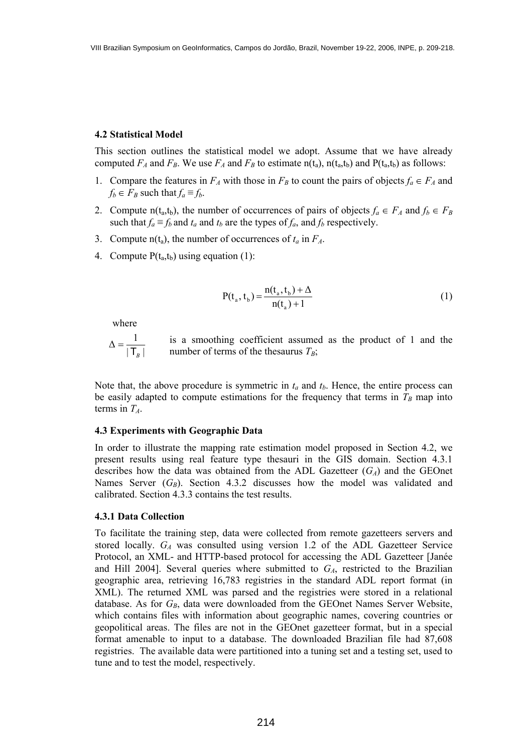### 4.2 Statistical Model

This section outlines the statistical model we adopt. Assume that we have already computed $F_A$ and $F_B$. We use $F_A$ and $F_B$ to estimate $n(t_a)$, $n(t_a,t_b)$ and $P(t_a,t_b)$ as follows:

1. Compare the features in $F_A$ with those in $F_B$ to count the pairs of objects $f_a \in F_A$ and $f_b \in F_B$ such that $f_a \equiv f_b$.
2. Compute $n(t_a,t_b)$, the number of occurrences of pairs of objects $f_a \in F_A$ and $f_b \in F_B$ such that $f_a \equiv f_b$ and $t_a$ and $t_b$ are the types of $f_a$, and $f_b$ respectively.
3. Compute $n(t_a)$, the number of occurrences of $t_a$ in $F_A$.
4. Compute $P(t_a,t_b)$ using equation (1):

$$P(t_a, t_b) = \frac{n(t_a, t_b) + \Delta}{n(t_a) + 1} \tag{1}$$

where

$\Delta = \frac{1}{|T_B|}$ is a smoothing coefficient assumed as the product of 1 and the number of terms of the thesaurus $T_B$;

Note that, the above procedure is symmetric in $t_a$ and $t_b$. Hence, the entire process can be easily adapted to compute estimations for the frequency that terms in $T_B$ map into terms in $T_A$.

### 4.3 Experiments with Geographic Data

In order to illustrate the mapping rate estimation model proposed in Section 4.2, we present results using real feature type thesauri in the GIS domain. Section 4.3.1 describes how the data was obtained from the ADL Gazetteer ($G_A$) and the GEOnet Names Server ($G_B$). Section 4.3.2 discusses how the model was validated and calibrated. Section 4.3.3 contains the test results.

#### 4.3.1 Data Collection

To facilitate the training step, data were collected from remote gazetteers servers and stored locally. $G_A$ was consulted using version 1.2 of the ADL Gazetteer Service Protocol, an XML- and HTTP-based protocol for accessing the ADL Gazetteer [Janée and Hill 2004]. Several queries where submitted to $G_A$, restricted to the Brazilian geographic area, retrieving 16,783 registries in the standard ADL report format (in XML). The returned XML was parsed and the registries were stored in a relational database. As for $G_B$, data were downloaded from the GEOnet Names Server Website, which contains files with information about geographic names, covering countries or geopolitical areas. The files are not in the GEOnet gazetteer format, but in a special format amenable to input to a database. The downloaded Brazilian file had 87,608 registries. The available data were partitioned into a tuning set and a testing set, used to tune and to test the model, respectively.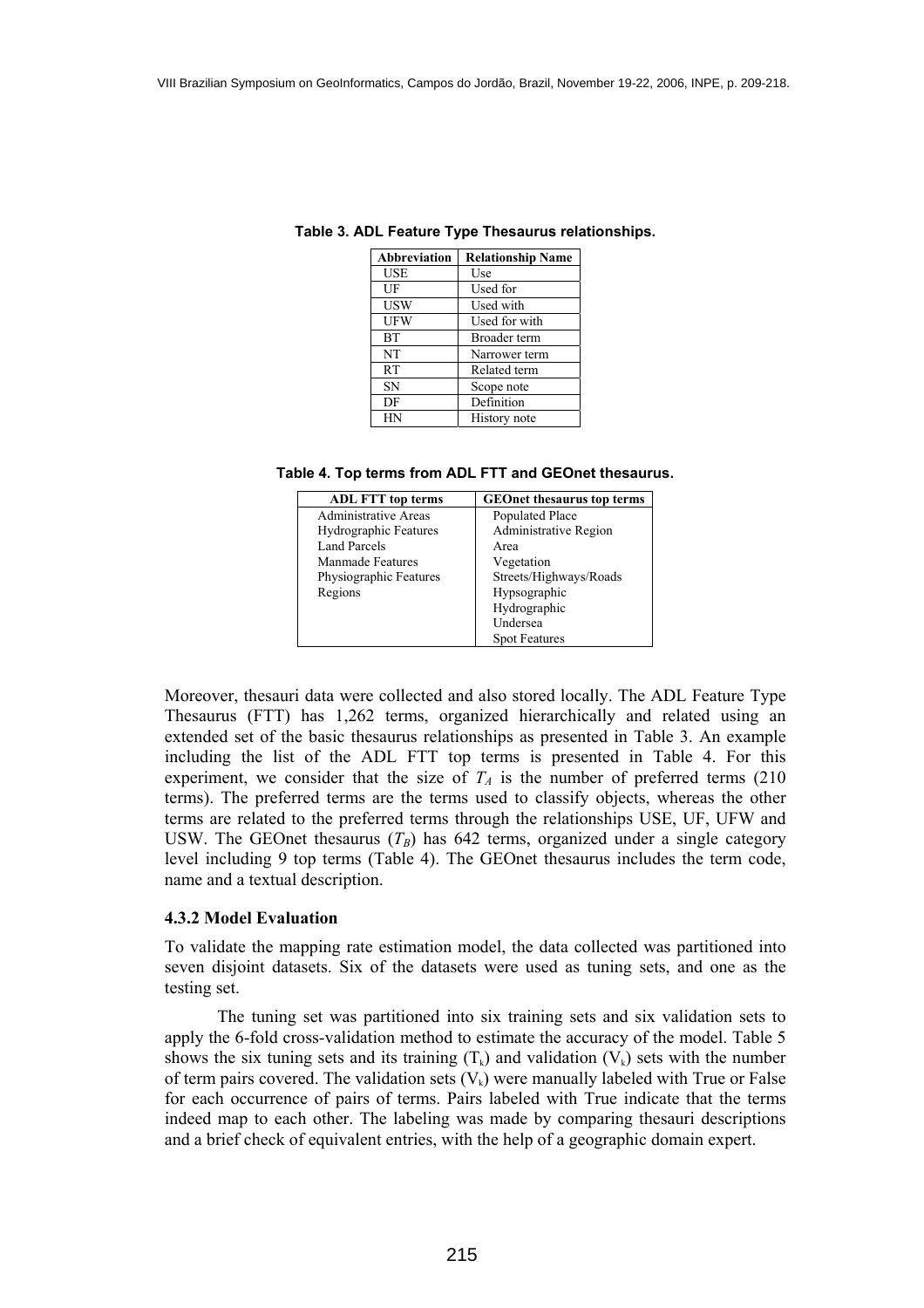**Table 3. ADL Feature Type Thesaurus relationships.**

| Abbreviation | Relationship Name |
|---|---|
| USE | Use |
| UF | Used for |
| USW | Used with |
| UFW | Used for with |
| BT | Broader term |
| NT | Narrower term |
| RT | Related term |
| SN | Scope note |
| DF | Definition |
| HN | History note |

**Table 4. Top terms from ADL FTT and GEOnet thesaurus.**

| ADL FTT top terms | GEOnet thesaurus top terms |
|---|---|
| Administrative Areas | Populated Place |
| Hydrographic Features | Administrative Region |
| Land Parcels | Area |
| Manmade Features | Vegetation |
| Physiographic Features | Streets/Highways/Roads |
| Regions | Hypsographic |
| | Hydrographic |
| | Undersea |
| | Spot Features |

Moreover, thesauri data were collected and also stored locally. The ADL Feature Type Thesaurus (FTT) has 1,262 terms, organized hierarchically and related using an extended set of the basic thesaurus relationships as presented in Table 3. An example including the list of the ADL FTT top terms is presented in Table 4. For this experiment, we consider that the size of $T_A$ is the number of preferred terms (210 terms). The preferred terms are the terms used to classify objects, whereas the other terms are related to the preferred terms through the relationships USE, UF, UFW and USW. The GEOnet thesaurus ($T_B$) has 642 terms, organized under a single category level including 9 top terms (Table 4). The GEOnet thesaurus includes the term code, name and a textual description.

### 4.3.2 Model Evaluation

To validate the mapping rate estimation model, the data collected was partitioned into seven disjoint datasets. Six of the datasets were used as tuning sets, and one as the testing set.

The tuning set was partitioned into six training sets and six validation sets to apply the 6-fold cross-validation method to estimate the accuracy of the model. Table 5 shows the six tuning sets and its training ($T_k$) and validation ($V_k$) sets with the number of term pairs covered. The validation sets ($V_k$) were manually labeled with True or False for each occurrence of pairs of terms. Pairs labeled with True indicate that the terms indeed map to each other. The labeling was made by comparing thesauri descriptions and a brief check of equivalent entries, with the help of a geographic domain expert.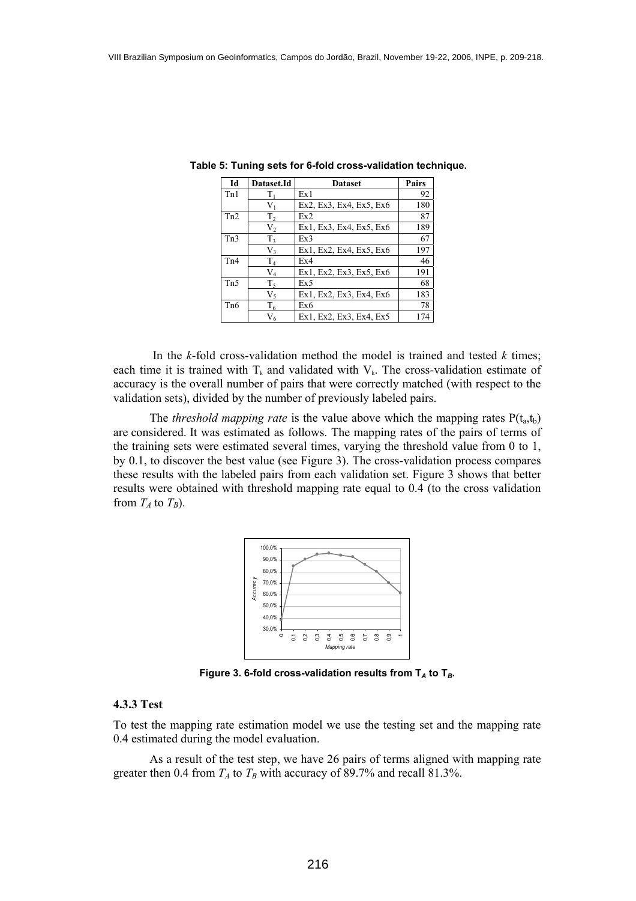**Table 5: Tuning sets for 6-fold cross-validation technique.**

| Id | Dataset.Id | Dataset | Pairs |
|---|---|---|---|
| Tn1 | $T_1$ | Ex1 | 92 |
| | $V_1$ | Ex2, Ex3, Ex4, Ex5, Ex6 | 180 |
| Tn2 | $T_2$ | Ex2 | 87 |
| | $V_2$ | Ex1, Ex3, Ex4, Ex5, Ex6 | 189 |
| Tn3 | $T_3$ | Ex3 | 67 |
| | $V_3$ | Ex1, Ex2, Ex4, Ex5, Ex6 | 197 |
| Tn4 | $T_4$ | Ex4 | 46 |
| | $V_4$ | Ex1, Ex2, Ex3, Ex5, Ex6 | 191 |
| Tn5 | $T_5$ | Ex5 | 68 |
| | $V_5$ | Ex1, Ex2, Ex3, Ex4, Ex6 | 183 |
| Tn6 | $T_6$ | Ex6 | 78 |
| | $V_6$ | Ex1, Ex2, Ex3, Ex4, Ex5 | 174 |

In the *k*-fold cross-validation method the model is trained and tested *k* times; each time it is trained with $T_k$ and validated with $V_k$. The cross-validation estimate of accuracy is the overall number of pairs that were correctly matched (with respect to the validation sets), divided by the number of previously labeled pairs.

The *threshold mapping rate* is the value above which the mapping rates $P(t_a,t_b)$ are considered. It was estimated as follows. The mapping rates of the pairs of terms of the training sets were estimated several times, varying the threshold value from 0 to 1, by 0.1, to discover the best value (see Figure 3). The cross-validation process compares these results with the labeled pairs from each validation set. Figure 3 shows that better results were obtained with threshold mapping rate equal to 0.4 (to the cross validation from $T_A$ to $T_B$).

**Figure 3. 6-fold cross-validation results from $T_A$ to $T_B$.**

### 4.3.3 Test

To test the mapping rate estimation model we use the testing set and the mapping rate 0.4 estimated during the model evaluation.

As a result of the test step, we have 26 pairs of terms aligned with mapping rate greater then 0.4 from $T_A$ to $T_B$ with accuracy of 89.7% and recall 81.3%.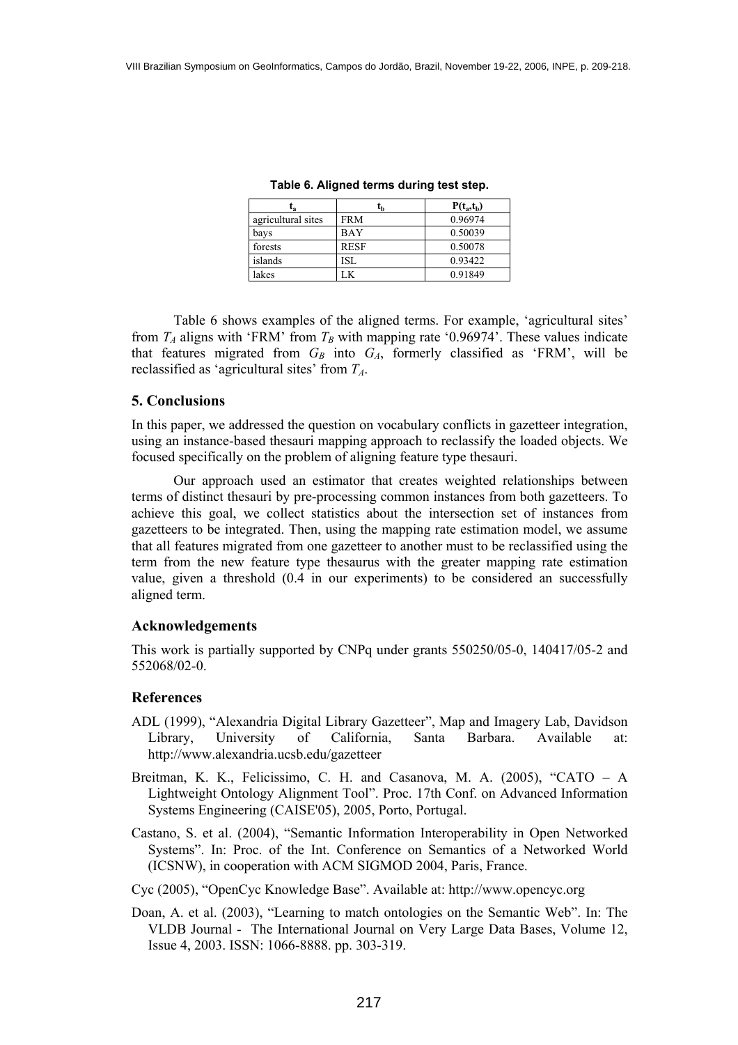**Table 6. Aligned terms during test step.**

| $t_a$ | $t_b$ | $P(t_a,t_b)$ |
|---|---|---|
| agricultural sites | FRM | 0.96974 |
| bays | BAY | 0.50039 |
| forests | RESF | 0.50078 |
| islands | ISL | 0.93422 |
| lakes | LK | 0.91849 |

Table 6 shows examples of the aligned terms. For example, 'agricultural sites' from $T_A$ aligns with 'FRM' from $T_B$ with mapping rate '0.96974'. These values indicate that features migrated from $G_B$ into $G_A$, formerly classified as 'FRM', will be reclassified as 'agricultural sites' from $T_A$.

## 5. Conclusions

In this paper, we addressed the question on vocabulary conflicts in gazetteer integration, using an instance-based thesauri mapping approach to reclassify the loaded objects. We focused specifically on the problem of aligning feature type thesauri.

Our approach used an estimator that creates weighted relationships between terms of distinct thesauri by pre-processing common instances from both gazetteers. To achieve this goal, we collect statistics about the intersection set of instances from gazetteers to be integrated. Then, using the mapping rate estimation model, we assume that all features migrated from one gazetteer to another must to be reclassified using the term from the new feature type thesaurus with the greater mapping rate estimation value, given a threshold (0.4 in our experiments) to be considered an successfully aligned term.

### Acknowledgements

This work is partially supported by CNPq under grants 550250/05-0, 140417/05-2 and 552068/02-0.

### References

ADL (1999), "Alexandria Digital Library Gazetteer", Map and Imagery Lab, Davidson Library, University of California, Santa Barbara. Available at: http://www.alexandria.ucsb.edu/gazetteer

Breitman, K. K., Felicissimo, C. H. and Casanova, M. A. (2005), "CATO – A Lightweight Ontology Alignment Tool". Proc. 17th Conf. on Advanced Information Systems Engineering (CAISE'05), 2005, Porto, Portugal.

Castano, S. et al. (2004), "Semantic Information Interoperability in Open Networked Systems". In: Proc. of the Int. Conference on Semantics of a Networked World (ICSNW), in cooperation with ACM SIGMOD 2004, Paris, France.

Cyc (2005), "OpenCyc Knowledge Base". Available at: http://www.opencyc.org

Doan, A. et al. (2003), "Learning to match ontologies on the Semantic Web". In: The VLDB Journal - The International Journal on Very Large Data Bases, Volume 12, Issue 4, 2003. ISSN: 1066-8888. pp. 303-319.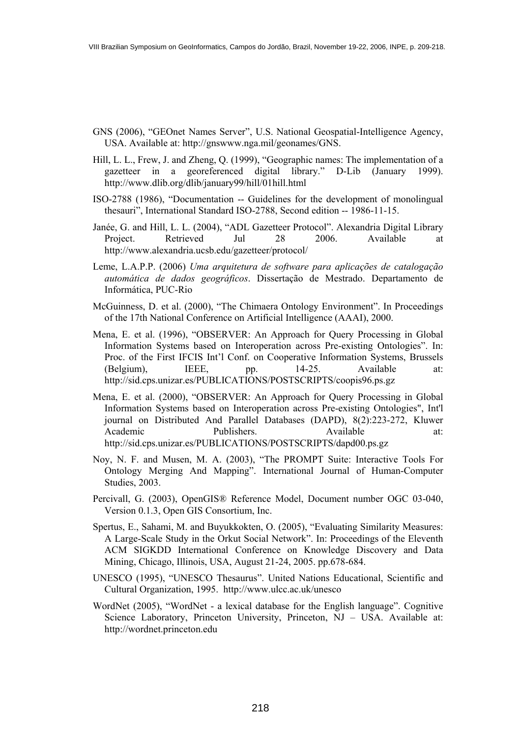GNS (2006), "GEOnet Names Server", U.S. National Geospatial-Intelligence Agency, USA. Available at: http://gnswww.nga.mil/geonames/GNS.

Hill, L. L., Frew, J. and Zheng, Q. (1999), "Geographic names: The implementation of a gazetteer in a georeferenced digital library." D-Lib (January 1999). http://www.dlib.org/dlib/january99/hill/01hill.html

ISO-2788 (1986), "Documentation -- Guidelines for the development of monolingual thesauri", International Standard ISO-2788, Second edition -- 1986-11-15.

Janée, G. and Hill, L. L. (2004), "ADL Gazetteer Protocol". Alexandria Digital Library Project. Retrieved Jul 28 2006. Available at http://www.alexandria.ucsb.edu/gazetteer/protocol/

Leme, L.A.P.P. (2006) *Uma arquitetura de software para aplicações de catalogação automática de dados geográficos*. Dissertação de Mestrado. Departamento de Informática, PUC-Rio

McGuinness, D. et al. (2000), "The Chimaera Ontology Environment". In Proceedings of the 17th National Conference on Artificial Intelligence (AAAI), 2000.

Mena, E. et al. (1996), "OBSERVER: An Approach for Query Processing in Global Information Systems based on Interoperation across Pre-existing Ontologies". In: Proc. of the First IFCIS Int'l Conf. on Cooperative Information Systems, Brussels (Belgium), IEEE, pp. 14-25. Available at: http://sid.cps.unizar.es/PUBLICATIONS/POSTSCRIPTS/coopis96.ps.gz

Mena, E. et al. (2000), "OBSERVER: An Approach for Query Processing in Global Information Systems based on Interoperation across Pre-existing Ontologies", Int'l journal on Distributed And Parallel Databases (DAPD), 8(2):223-272, Kluwer Academic Publishers. Available at: http://sid.cps.unizar.es/PUBLICATIONS/POSTSCRIPTS/dapd00.ps.gz

Noy, N. F. and Musen, M. A. (2003), "The PROMPT Suite: Interactive Tools For Ontology Merging And Mapping". International Journal of Human-Computer Studies, 2003.

Percivall, G. (2003), OpenGIS® Reference Model, Document number OGC 03-040, Version 0.1.3, Open GIS Consortium, Inc.

Spertus, E., Sahami, M. and Buyukkokten, O. (2005), "Evaluating Similarity Measures: A Large-Scale Study in the Orkut Social Network". In: Proceedings of the Eleventh ACM SIGKDD International Conference on Knowledge Discovery and Data Mining, Chicago, Illinois, USA, August 21-24, 2005. pp.678-684.

UNESCO (1995), "UNESCO Thesaurus". United Nations Educational, Scientific and Cultural Organization, 1995. http://www.ulcc.ac.uk/unesco

WordNet (2005), "WordNet - a lexical database for the English language". Cognitive Science Laboratory, Princeton University, Princeton, NJ – USA. Available at: http://wordnet.princeton.edu